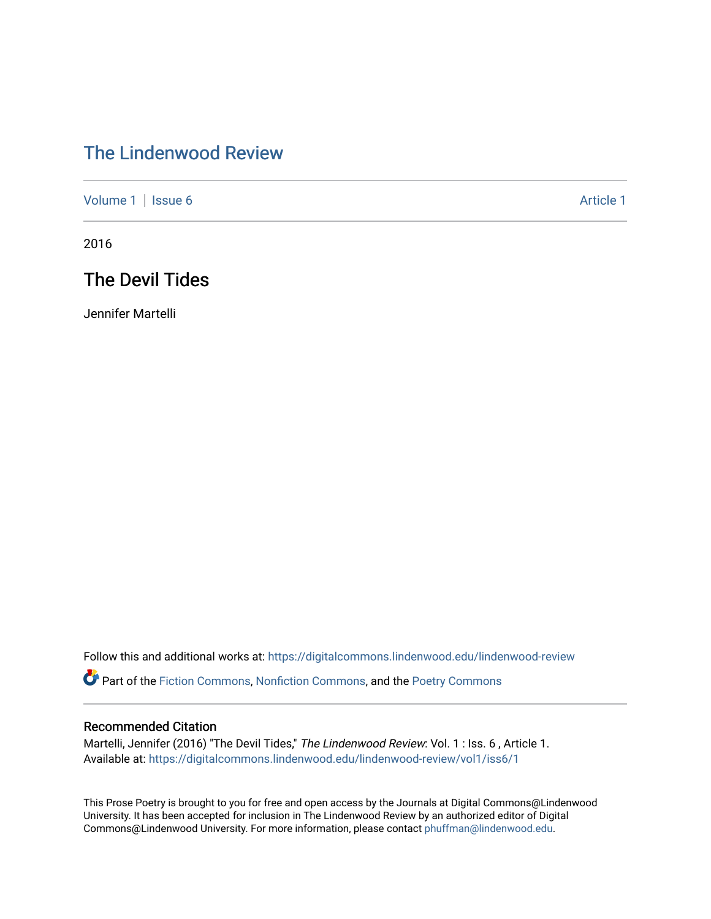# The Lindenwood Review

Volume 1 | Issue 6 | Article 1

2016

## The Devil Tides

Jennifer Martelli

Follow this and additional works at: https://digitalcommons.lindenwood.edu/lindenwood-review

Part of the Fiction Commons, Nonfiction Commons, and the Poetry Commons

### Recommended Citation

Martelli, Jennifer (2016) "The Devil Tides," *The Lindenwood Review*: Vol. 1 : Iss. 6 , Article 1.
Available at: https://digitalcommons.lindenwood.edu/lindenwood-review/vol1/iss6/1

This Prose Poetry is brought to you for free and open access by the Journals at Digital Commons@Lindenwood University. It has been accepted for inclusion in The Lindenwood Review by an authorized editor of Digital Commons@Lindenwood University. For more information, please contact phuffman@lindenwood.edu.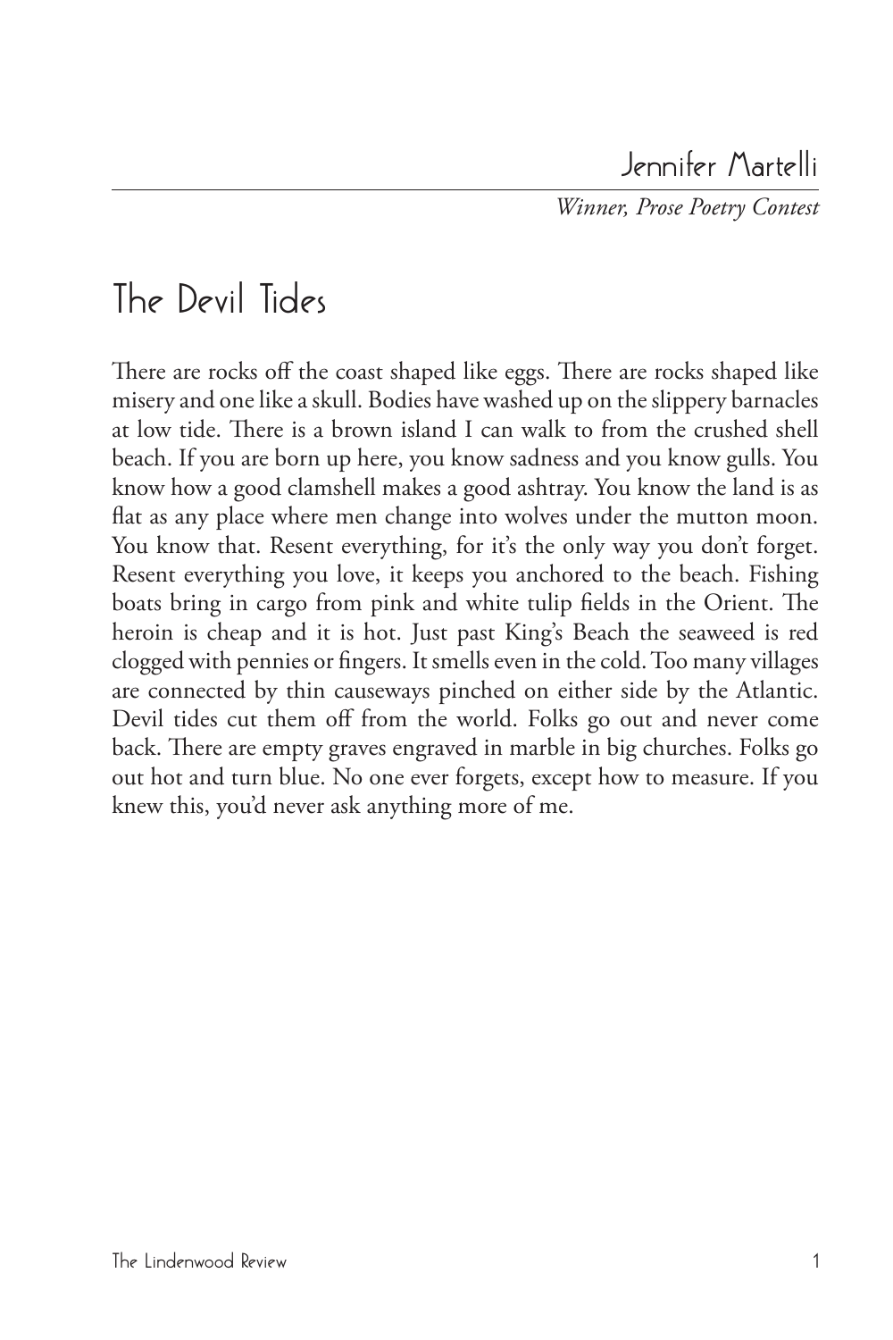Jennifer Martelli

*Winner, Prose Poetry Contest*

# The Devil Tides

There are rocks off the coast shaped like eggs. There are rocks shaped like misery and one like a skull. Bodies have washed up on the slippery barnacles at low tide. There is a brown island I can walk to from the crushed shell beach. If you are born up here, you know sadness and you know gulls. You know how a good clamshell makes a good ashtray. You know the land is as flat as any place where men change into wolves under the mutton moon. You know that. Resent everything, for it's the only way you don't forget. Resent everything you love, it keeps you anchored to the beach. Fishing boats bring in cargo from pink and white tulip fields in the Orient. The heroin is cheap and it is hot. Just past King's Beach the seaweed is red clogged with pennies or fingers. It smells even in the cold. Too many villages are connected by thin causeways pinched on either side by the Atlantic. Devil tides cut them off from the world. Folks go out and never come back. There are empty graves engraved in marble in big churches. Folks go out hot and turn blue. No one ever forgets, except how to measure. If you knew this, you'd never ask anything more of me.